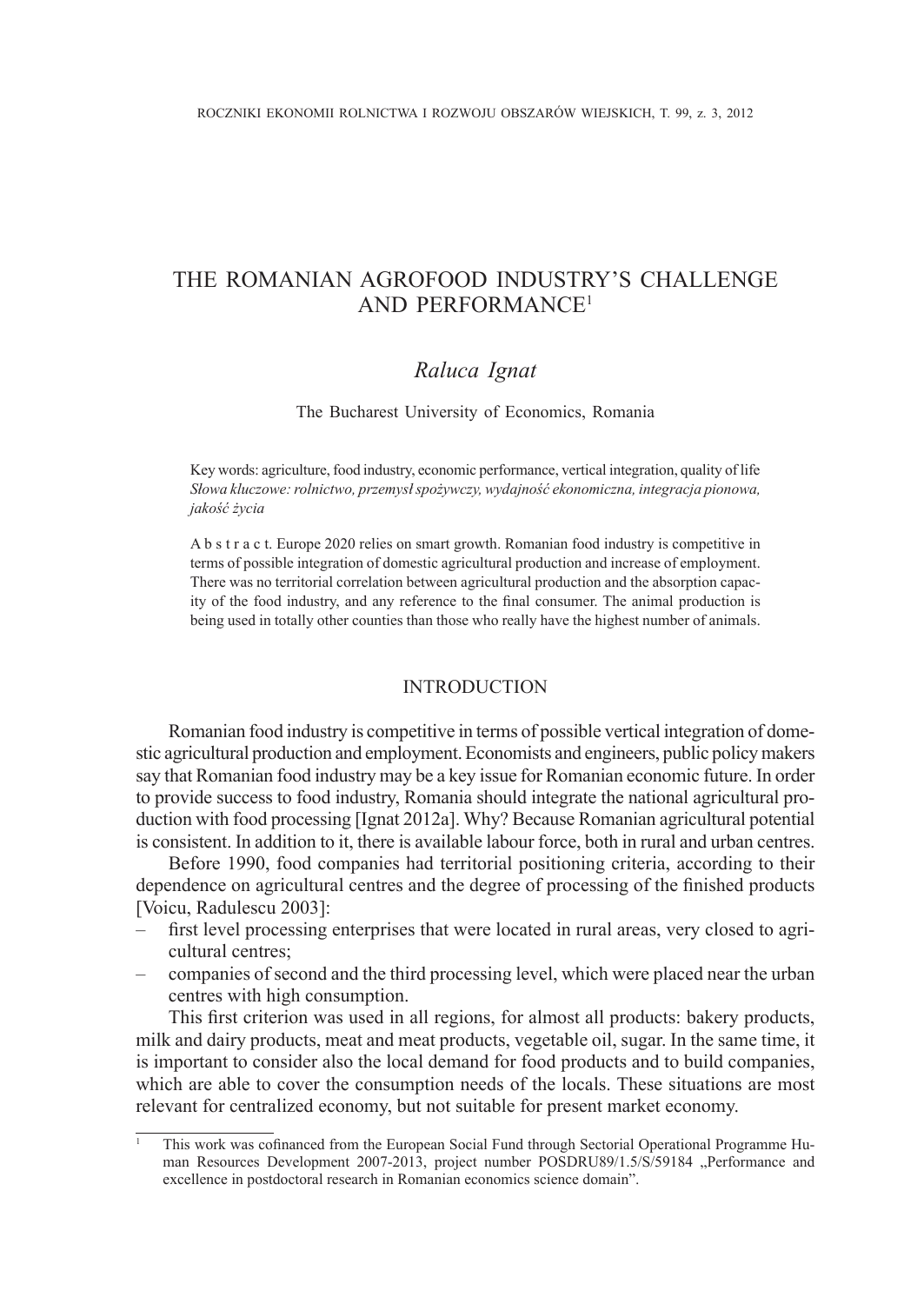# THE ROMANIAN AGROFOOD INDUSTRY'S CHALLENGE AND PERFORMANCE[1]

*Raluca Ignat*

The Bucharest University of Economics, Romania

Key words: agriculture, food industry, economic performance, vertical integration, quality of life

*Słowa kluczowe: rolnictwo, przemysł spożywczy, wydajność ekonomiczna, integracja pionowa, jakość życia*

A b s t r a c t. Europe 2020 relies on smart growth. Romanian food industry is competitive in terms of possible integration of domestic agricultural production and increase of employment. There was no territorial correlation between agricultural production and the absorption capacity of the food industry, and any reference to the final consumer. The animal production is being used in totally other counties than those who really have the highest number of animals.

## INTRODUCTION

Romanian food industry is competitive in terms of possible vertical integration of domestic agricultural production and employment. Economists and engineers, public policy makers say that Romanian food industry may be a key issue for Romanian economic future. In order to provide success to food industry, Romania should integrate the national agricultural production with food processing [Ignat 2012a]. Why? Because Romanian agricultural potential is consistent. In addition to it, there is available labour force, both in rural and urban centres.

Before 1990, food companies had territorial positioning criteria, according to their dependence on agricultural centres and the degree of processing of the finished products [Voicu, Radulescu 2003]:

- first level processing enterprises that were located in rural areas, very closed to agricultural centres;
- companies of second and the third processing level, which were placed near the urban centres with high consumption.

This first criterion was used in all regions, for almost all products: bakery products, milk and dairy products, meat and meat products, vegetable oil, sugar. In the same time, it is important to consider also the local demand for food products and to build companies, which are able to cover the consumption needs of the locals. These situations are most relevant for centralized economy, but not suitable for present market economy.

---

[1] This work was cofinanced from the European Social Fund through Sectorial Operational Programme Human Resources Development 2007-2013, project number POSDRU89/1.5/S/59184 „Performance and excellence in postdoctoral research in Romanian economics science domain".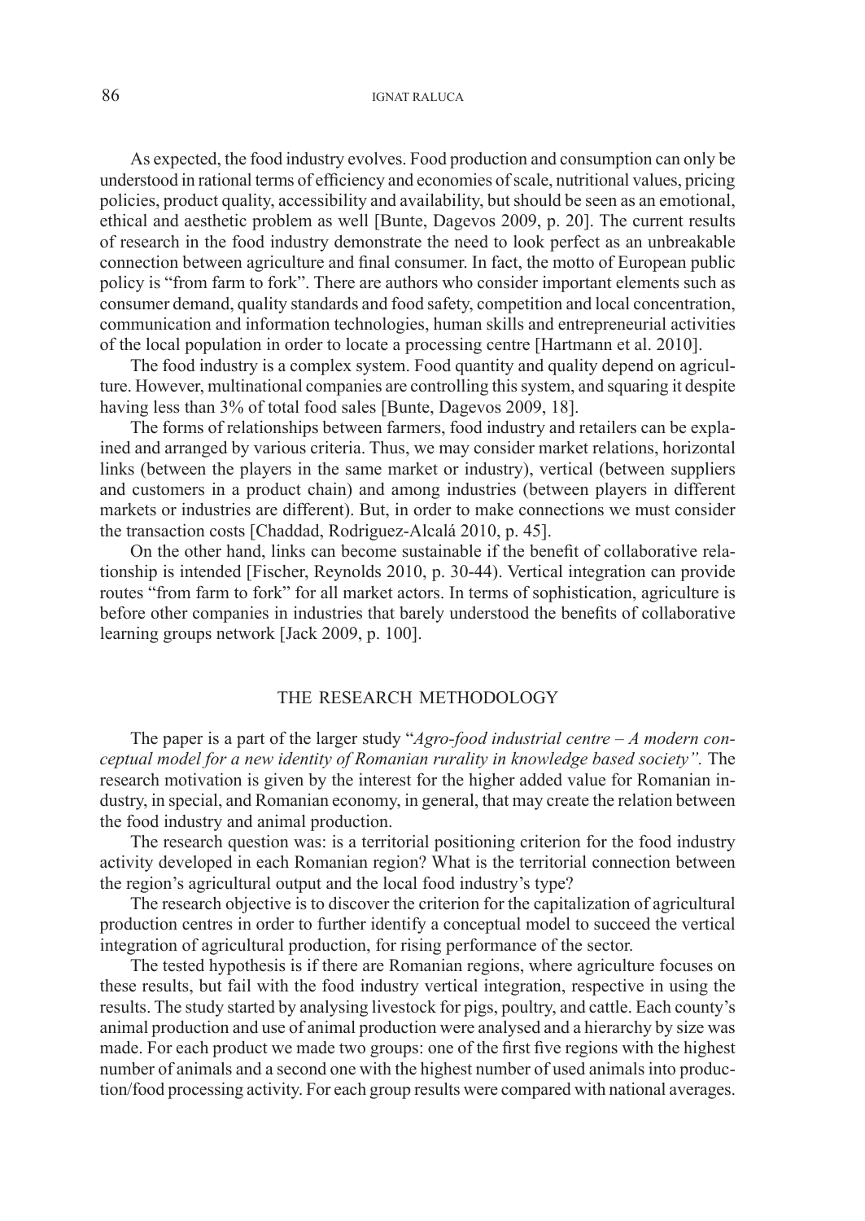As expected, the food industry evolves. Food production and consumption can only be understood in rational terms of efficiency and economies of scale, nutritional values, pricing policies, product quality, accessibility and availability, but should be seen as an emotional, ethical and aesthetic problem as well [Bunte, Dagevos 2009, p. 20]. The current results of research in the food industry demonstrate the need to look perfect as an unbreakable connection between agriculture and final consumer. In fact, the motto of European public policy is "from farm to fork". There are authors who consider important elements such as consumer demand, quality standards and food safety, competition and local concentration, communication and information technologies, human skills and entrepreneurial activities of the local population in order to locate a processing centre [Hartmann et al. 2010].

The food industry is a complex system. Food quantity and quality depend on agriculture. However, multinational companies are controlling this system, and squaring it despite having less than 3% of total food sales [Bunte, Dagevos 2009, 18].

The forms of relationships between farmers, food industry and retailers can be explained and arranged by various criteria. Thus, we may consider market relations, horizontal links (between the players in the same market or industry), vertical (between suppliers and customers in a product chain) and among industries (between players in different markets or industries are different). But, in order to make connections we must consider the transaction costs [Chaddad, Rodriguez-Alcalá 2010, p. 45].

On the other hand, links can become sustainable if the benefit of collaborative relationship is intended [Fischer, Reynolds 2010, p. 30-44). Vertical integration can provide routes "from farm to fork" for all market actors. In terms of sophistication, agriculture is before other companies in industries that barely understood the benefits of collaborative learning groups network [Jack 2009, p. 100].

## THE RESEARCH METHODOLOGY

The paper is a part of the larger study "*Agro-food industrial centre – A modern conceptual model for a new identity of Romanian rurality in knowledge based society".* The research motivation is given by the interest for the higher added value for Romanian industry, in special, and Romanian economy, in general, that may create the relation between the food industry and animal production.

The research question was: is a territorial positioning criterion for the food industry activity developed in each Romanian region? What is the territorial connection between the region's agricultural output and the local food industry's type?

The research objective is to discover the criterion for the capitalization of agricultural production centres in order to further identify a conceptual model to succeed the vertical integration of agricultural production, for rising performance of the sector.

The tested hypothesis is if there are Romanian regions, where agriculture focuses on these results, but fail with the food industry vertical integration, respective in using the results. The study started by analysing livestock for pigs, poultry, and cattle. Each county's animal production and use of animal production were analysed and a hierarchy by size was made. For each product we made two groups: one of the first five regions with the highest number of animals and a second one with the highest number of used animals into production/food processing activity. For each group results were compared with national averages.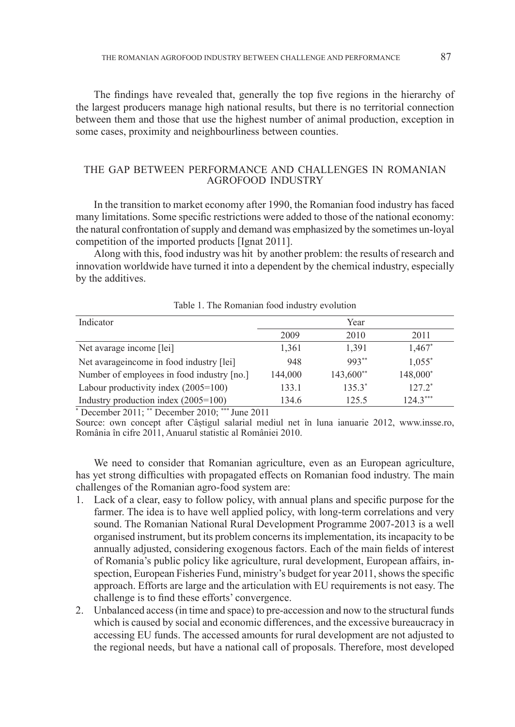The findings have revealed that, generally the top five regions in the hierarchy of the largest producers manage high national results, but there is no territorial connection between them and those that use the highest number of animal production, exception in some cases, proximity and neighbourliness between counties.

## THE GAP BETWEEN PERFORMANCE AND CHALLENGES IN ROMANIAN AGROFOOD INDUSTRY

In the transition to market economy after 1990, the Romanian food industry has faced many limitations. Some specific restrictions were added to those of the national economy: the natural confrontation of supply and demand was emphasized by the sometimes un-loyal competition of the imported products [Ignat 2011].

Along with this, food industry was hit by another problem: the results of research and innovation worldwide have turned it into a dependent by the chemical industry, especially by the additives.

Table 1. The Romanian food industry evolution

| Indicator | Year | | |
|---|---|---|---|
| | 2009 | 2010 | 2011 |
| Net avarage income [lei] | 1,361 | 1,391 | 1,467* |
| Net avarageincome in food industry [lei] | 948 | 993** | 1,055* |
| Number of employees in food industry [no.] | 144,000 | 143,600** | 148,000* |
| Labour productivity index (2005=100) | 133.1 | 135.3* | 127.2* |
| Industry production index (2005=100) | 134.6 | 125.5 | 124.3*** |

* December 2011; ** December 2010; *** June 2011

Source: own concept after Câștigul salarial mediul net în luna ianuarie 2012, www.insse.ro, România în cifre 2011, Anuarul statistic al României 2010.

We need to consider that Romanian agriculture, even as an European agriculture, has yet strong difficulties with propagated effects on Romanian food industry. The main challenges of the Romanian agro-food system are:

1. Lack of a clear, easy to follow policy, with annual plans and specific purpose for the farmer. The idea is to have well applied policy, with long-term correlations and very sound. The Romanian National Rural Development Programme 2007-2013 is a well organised instrument, but its problem concerns its implementation, its incapacity to be annually adjusted, considering exogenous factors. Each of the main fields of interest of Romania's public policy like agriculture, rural development, European affairs, inspection, European Fisheries Fund, ministry's budget for year 2011, shows the specific approach. Efforts are large and the articulation with EU requirements is not easy. The challenge is to find these efforts' convergence.
2. Unbalanced access (in time and space) to pre-accession and now to the structural funds which is caused by social and economic differences, and the excessive bureaucracy in accessing EU funds. The accessed amounts for rural development are not adjusted to the regional needs, but have a national call of proposals. Therefore, most developed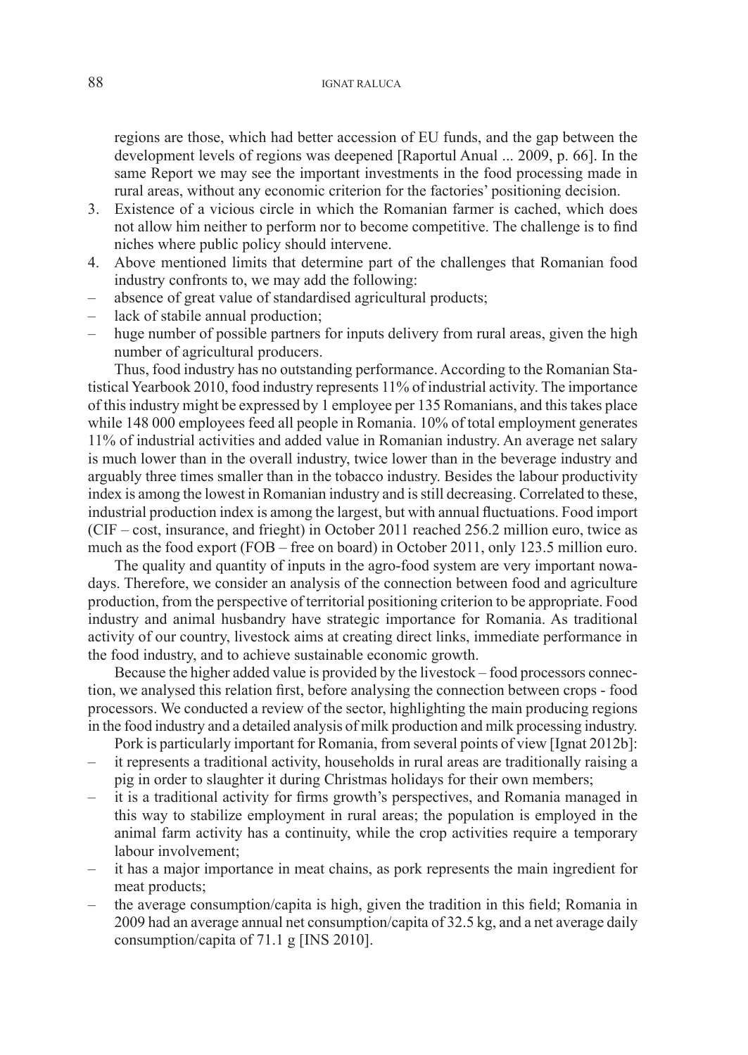regions are those, which had better accession of EU funds, and the gap between the development levels of regions was deepened [Raportul Anual ... 2009, p. 66]. In the same Report we may see the important investments in the food processing made in rural areas, without any economic criterion for the factories' positioning decision.

3. Existence of a vicious circle in which the Romanian farmer is cached, which does not allow him neither to perform nor to become competitive. The challenge is to find niches where public policy should intervene.
4. Above mentioned limits that determine part of the challenges that Romanian food industry confronts to, we may add the following:

– absence of great value of standardised agricultural products;
– lack of stabile annual production;
– huge number of possible partners for inputs delivery from rural areas, given the high number of agricultural producers.

Thus, food industry has no outstanding performance. According to the Romanian Statistical Yearbook 2010, food industry represents 11% of industrial activity. The importance of this industry might be expressed by 1 employee per 135 Romanians, and this takes place while 148 000 employees feed all people in Romania. 10% of total employment generates 11% of industrial activities and added value in Romanian industry. An average net salary is much lower than in the overall industry, twice lower than in the beverage industry and arguably three times smaller than in the tobacco industry. Besides the labour productivity index is among the lowest in Romanian industry and is still decreasing. Correlated to these, industrial production index is among the largest, but with annual fluctuations. Food import (CIF – cost, insurance, and frieght) in October 2011 reached 256.2 million euro, twice as much as the food export (FOB – free on board) in October 2011, only 123.5 million euro.

The quality and quantity of inputs in the agro-food system are very important nowadays. Therefore, we consider an analysis of the connection between food and agriculture production, from the perspective of territorial positioning criterion to be appropriate. Food industry and animal husbandry have strategic importance for Romania. As traditional activity of our country, livestock aims at creating direct links, immediate performance in the food industry, and to achieve sustainable economic growth.

Because the higher added value is provided by the livestock – food processors connection, we analysed this relation first, before analysing the connection between crops - food processors. We conducted a review of the sector, highlighting the main producing regions in the food industry and a detailed analysis of milk production and milk processing industry.

Pork is particularly important for Romania, from several points of view [Ignat 2012b]:

– it represents a traditional activity, households in rural areas are traditionally raising a pig in order to slaughter it during Christmas holidays for their own members;
– it is a traditional activity for firms growth's perspectives, and Romania managed in this way to stabilize employment in rural areas; the population is employed in the animal farm activity has a continuity, while the crop activities require a temporary labour involvement;
– it has a major importance in meat chains, as pork represents the main ingredient for meat products;
– the average consumption/capita is high, given the tradition in this field; Romania in 2009 had an average annual net consumption/capita of 32.5 kg, and a net average daily consumption/capita of 71.1 g [INS 2010].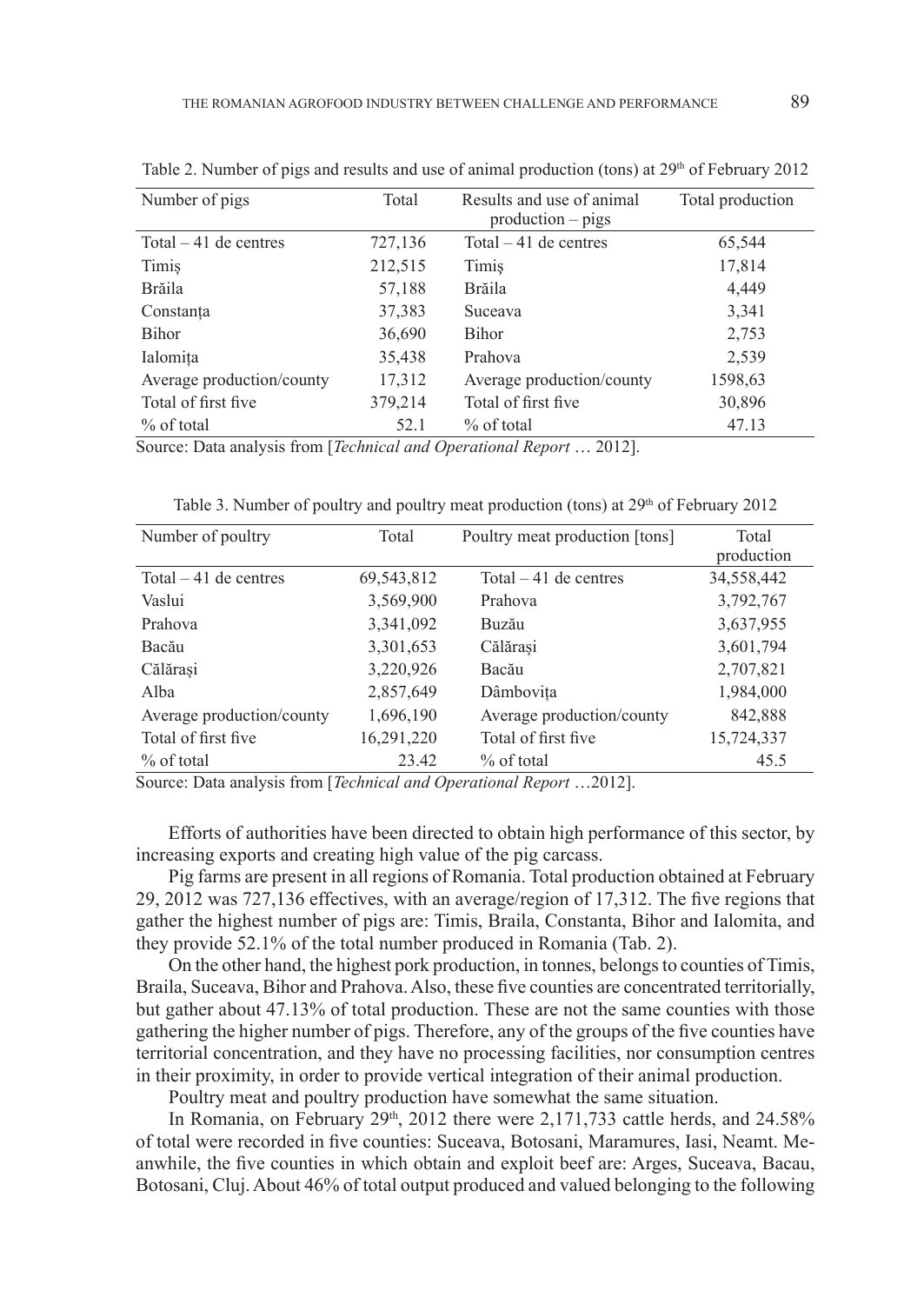Table 2. Number of pigs and results and use of animal production (tons) at 29th of February 2012

| Number of pigs | Total | Results and use of animal production – pigs | Total production |
|---|---|---|---|
| Total – 41 de centres | 727,136 | Total – 41 de centres | 65,544 |
| Timiș | 212,515 | Timiș | 17,814 |
| Brăila | 57,188 | Brăila | 4,449 |
| Constanța | 37,383 | Suceava | 3,341 |
| Bihor | 36,690 | Bihor | 2,753 |
| Ialomița | 35,438 | Prahova | 2,539 |
| Average production/county | 17,312 | Average production/county | 1598,63 |
| Total of first five | 379,214 | Total of first five | 30,896 |
| % of total | 52.1 | % of total | 47.13 |

Source: Data analysis from [*Technical and Operational Report* … 2012].

Table 3. Number of poultry and poultry meat production (tons) at 29th of February 2012

| Number of poultry | Total | Poultry meat production [tons] | Total production |
|---|---|---|---|
| Total – 41 de centres | 69,543,812 | Total – 41 de centres | 34,558,442 |
| Vaslui | 3,569,900 | Prahova | 3,792,767 |
| Prahova | 3,341,092 | Buzău | 3,637,955 |
| Bacău | 3,301,653 | Călărași | 3,601,794 |
| Călărași | 3,220,926 | Bacău | 2,707,821 |
| Alba | 2,857,649 | Dâmbovița | 1,984,000 |
| Average production/county | 1,696,190 | Average production/county | 842,888 |
| Total of first five | 16,291,220 | Total of first five | 15,724,337 |
| % of total | 23.42 | % of total | 45.5 |

Source: Data analysis from [*Technical and Operational Report* …2012].

Efforts of authorities have been directed to obtain high performance of this sector, by increasing exports and creating high value of the pig carcass.

Pig farms are present in all regions of Romania. Total production obtained at February 29, 2012 was 727,136 effectives, with an average/region of 17,312. The five regions that gather the highest number of pigs are: Timis, Braila, Constanta, Bihor and Ialomita, and they provide 52.1% of the total number produced in Romania (Tab. 2).

On the other hand, the highest pork production, in tonnes, belongs to counties of Timis, Braila, Suceava, Bihor and Prahova. Also, these five counties are concentrated territorially, but gather about 47.13% of total production. These are not the same counties with those gathering the higher number of pigs. Therefore, any of the groups of the five counties have territorial concentration, and they have no processing facilities, nor consumption centres in their proximity, in order to provide vertical integration of their animal production.

Poultry meat and poultry production have somewhat the same situation.

In Romania, on February 29th, 2012 there were 2,171,733 cattle herds, and 24.58% of total were recorded in five counties: Suceava, Botosani, Maramures, Iasi, Neamt. Meanwhile, the five counties in which obtain and exploit beef are: Arges, Suceava, Bacau, Botosani, Cluj. About 46% of total output produced and valued belonging to the following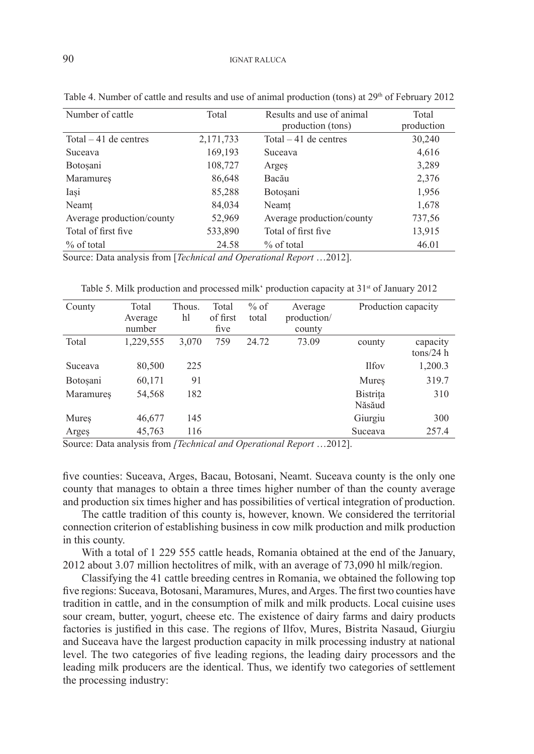Table 4. Number of cattle and results and use of animal production (tons) at 29th of February 2012

| Number of cattle | Total | Results and use of animal production (tons) | Total production |
|---|---|---|---|
| Total – 41 de centres | 2,171,733 | Total – 41 de centres | 30,240 |
| Suceava | 169,193 | Suceava | 4,616 |
| Botoșani | 108,727 | Argeș | 3,289 |
| Maramureș | 86,648 | Bacău | 2,376 |
| Iași | 85,288 | Botoșani | 1,956 |
| Neamț | 84,034 | Neamț | 1,678 |
| Average production/county | 52,969 | Average production/county | 737,56 |
| Total of first five | 533,890 | Total of first five | 13,915 |
| % of total | 24.58 | % of total | 46.01 |

Source: Data analysis from [*Technical and Operational Report* …2012].

Table 5. Milk production and processed milk' production capacity at 31st of January 2012

| County | Total Average number | Thous. hl | Total of first five | % of total | Average production/ county | Production capacity | |
|---|---|---|---|---|---|---|---|
| Total | 1,229,555 | 3,070 | 759 | 24.72 | 73.09 | county | capacity tons/24 h |
| Suceava | 80,500 | 225 | | | | Ilfov | 1,200.3 |
| Botoșani | 60,171 | 91 | | | | Mureș | 319.7 |
| Maramureș | 54,568 | 182 | | | | Bistrița Năsăud | 310 |
| Mureș | 46,677 | 145 | | | | Giurgiu | 300 |
| Argeș | 45,763 | 116 | | | | Suceava | 257.4 |

Source: Data analysis from *[Technical and Operational Report* …2012].

five counties: Suceava, Arges, Bacau, Botosani, Neamt. Suceava county is the only one county that manages to obtain a three times higher number of than the county average and production six times higher and has possibilities of vertical integration of production.

The cattle tradition of this county is, however, known. We considered the territorial connection criterion of establishing business in cow milk production and milk production in this county.

With a total of 1 229 555 cattle heads, Romania obtained at the end of the January, 2012 about 3.07 million hectolitres of milk, with an average of 73,090 hl milk/region.

Classifying the 41 cattle breeding centres in Romania, we obtained the following top five regions: Suceava, Botosani, Maramures, Mures, and Arges. The first two counties have tradition in cattle, and in the consumption of milk and milk products. Local cuisine uses sour cream, butter, yogurt, cheese etc. The existence of dairy farms and dairy products factories is justified in this case. The regions of Ilfov, Mures, Bistrita Nasaud, Giurgiu and Suceava have the largest production capacity in milk processing industry at national level. The two categories of five leading regions, the leading dairy processors and the leading milk producers are the identical. Thus, we identify two categories of settlement the processing industry: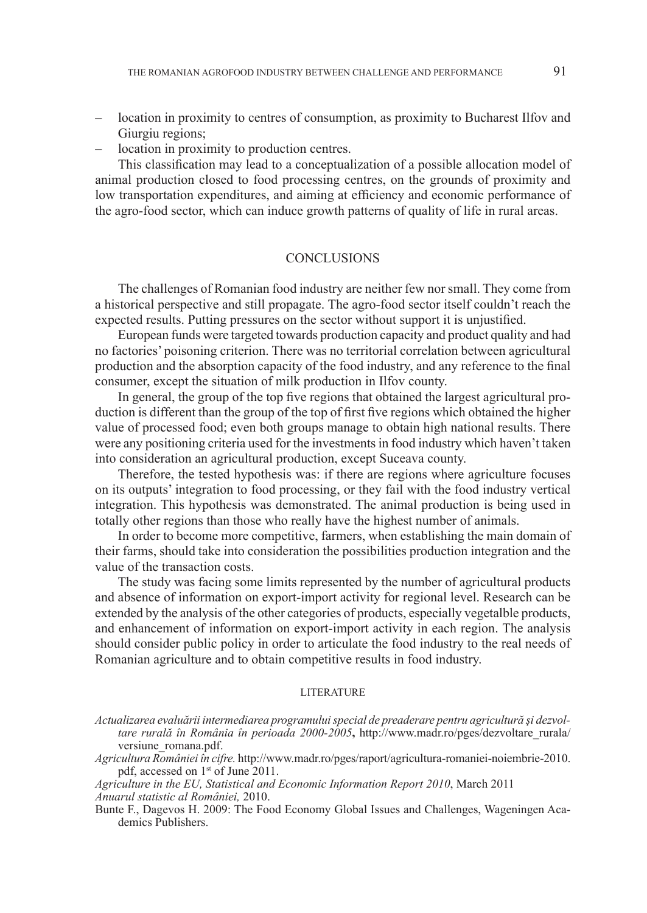– location in proximity to centres of consumption, as proximity to Bucharest Ilfov and Giurgiu regions;
– location in proximity to production centres.

This classification may lead to a conceptualization of a possible allocation model of animal production closed to food processing centres, on the grounds of proximity and low transportation expenditures, and aiming at efficiency and economic performance of the agro-food sector, which can induce growth patterns of quality of life in rural areas.

## CONCLUSIONS

The challenges of Romanian food industry are neither few nor small. They come from a historical perspective and still propagate. The agro-food sector itself couldn't reach the expected results. Putting pressures on the sector without support it is unjustified.

European funds were targeted towards production capacity and product quality and had no factories' poisoning criterion. There was no territorial correlation between agricultural production and the absorption capacity of the food industry, and any reference to the final consumer, except the situation of milk production in Ilfov county.

In general, the group of the top five regions that obtained the largest agricultural production is different than the group of the top of first five regions which obtained the higher value of processed food; even both groups manage to obtain high national results. There were any positioning criteria used for the investments in food industry which haven't taken into consideration an agricultural production, except Suceava county.

Therefore, the tested hypothesis was: if there are regions where agriculture focuses on its outputs' integration to food processing, or they fail with the food industry vertical integration. This hypothesis was demonstrated. The animal production is being used in totally other regions than those who really have the highest number of animals.

In order to become more competitive, farmers, when establishing the main domain of their farms, should take into consideration the possibilities production integration and the value of the transaction costs.

The study was facing some limits represented by the number of agricultural products and absence of information on export-import activity for regional level. Research can be extended by the analysis of the other categories of products, especially vegetalble products, and enhancement of information on export-import activity in each region. The analysis should consider public policy in order to articulate the food industry to the real needs of Romanian agriculture and to obtain competitive results in food industry.

## LITERATURE

*Actualizarea evaluării intermediarea programului special de preaderare pentru agricultură şi dezvoltare rurală în România în perioada 2000-2005*, http://www.madr.ro/pges/dezvoltare_rurala/versiune_romana.pdf.

*Agricultura României în cifre.* http://www.madr.ro/pges/raport/agricultura-romaniei-noiembrie-2010.pdf, accessed on 1st of June 2011.

*Agriculture in the EU, Statistical and Economic Information Report 2010*, March 2011

*Anuarul statistic al României,* 2010.

Bunte F., Dagevos H. 2009: The Food Economy Global Issues and Challenges, Wageningen Academics Publishers.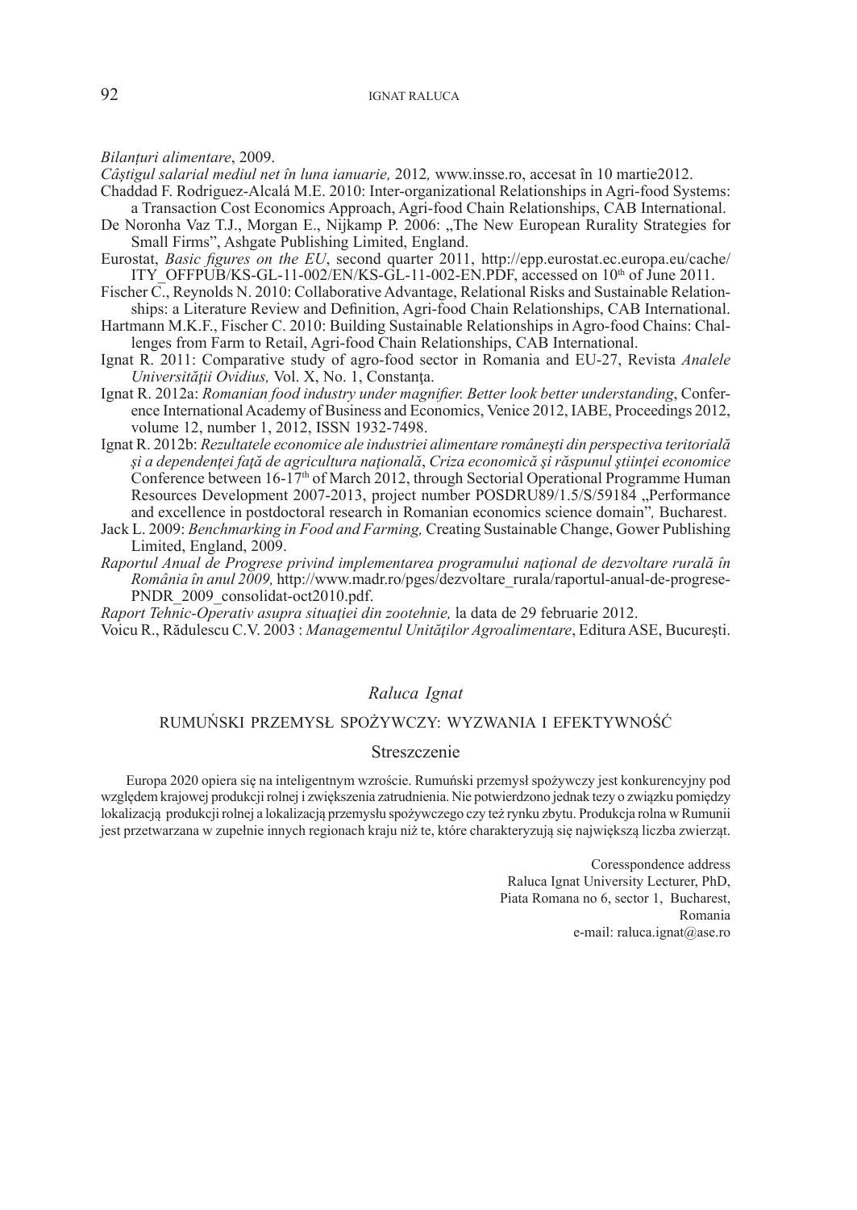*Bilanţuri alimentare*, 2009.

*Câştigul salarial mediul net în luna ianuarie,* 2012*,* www.insse.ro, accesat în 10 martie2012.

Chaddad F. Rodriguez-Alcalá M.E. 2010: Inter-organizational Relationships in Agri-food Systems: a Transaction Cost Economics Approach, Agri-food Chain Relationships, CAB International.

De Noronha Vaz T.J., Morgan E., Nijkamp P. 2006: „The New European Rurality Strategies for Small Firms", Ashgate Publishing Limited, England.

Eurostat, *Basic figures on the EU*, second quarter 2011, http://epp.eurostat.ec.europa.eu/cache/ITY_OFFPUB/KS-GL-11-002/EN/KS-GL-11-002-EN.PDF, accessed on 10th of June 2011.

Fischer C., Reynolds N. 2010: Collaborative Advantage, Relational Risks and Sustainable Relationships: a Literature Review and Definition, Agri-food Chain Relationships, CAB International.

Hartmann M.K.F., Fischer C. 2010: Building Sustainable Relationships in Agro-food Chains: Challenges from Farm to Retail, Agri-food Chain Relationships, CAB International.

Ignat R. 2011: Comparative study of agro-food sector in Romania and EU-27, Revista *Analele Universităţii Ovidius,* Vol. X, No. 1, Constanţa.

Ignat R. 2012a: *Romanian food industry under magnifier. Better look better understanding*, Conference International Academy of Business and Economics, Venice 2012, IABE, Proceedings 2012, volume 12, number 1, 2012, ISSN 1932-7498.

Ignat R. 2012b: *Rezultatele economice ale industriei alimentare româneşti din perspectiva teritorială şi a dependenţei faţă de agricultura naţională*, *Criza economică şi răspunul ştiinţei economice* Conference between 16-17th of March 2012, through Sectorial Operational Programme Human Resources Development 2007-2013, project number POSDRU89/1.5/S/59184 „Performance and excellence in postdoctoral research in Romanian economics science domain"*,* Bucharest.

Jack L. 2009: *Benchmarking in Food and Farming,* Creating Sustainable Change, Gower Publishing Limited, England, 2009.

*Raportul Anual de Progrese privind implementarea programului naţional de dezvoltare rurală în România în anul 2009,* http://www.madr.ro/pges/dezvoltare_rurala/raportul-anual-de-progrese-PNDR_2009_consolidat-oct2010.pdf.

*Raport Tehnic-Operativ asupra situaţiei din zootehnie,* la data de 29 februarie 2012.

Voicu R., Rădulescu C.V. 2003 : *Managementul Unităţilor Agroalimentare*, Editura ASE, Bucureşti.

*Raluca Ignat*

## RUMUŃSKI PRZEMYSŁ SPOŻYWCZY: WYZWANIA I EFEKTYWNOŚĆ

### Streszczenie

Europa 2020 opiera się na inteligentnym wzroście. Rumuński przemysł spożywczy jest konkurencyjny pod względem krajowej produkcji rolnej i zwiększenia zatrudnienia. Nie potwierdzono jednak tezy o związku pomiędzy lokalizacją produkcji rolnej a lokalizacją przemysłu spożywczego czy też rynku zbytu. Produkcja rolna w Rumunii jest przetwarzana w zupełnie innych regionach kraju niż te, które charakteryzują się największą liczba zwierząt.

Coresspondence address
Raluca Ignat University Lecturer, PhD,
Piata Romana no 6, sector 1, Bucharest,
Romania
e-mail: raluca.ignat@ase.ro